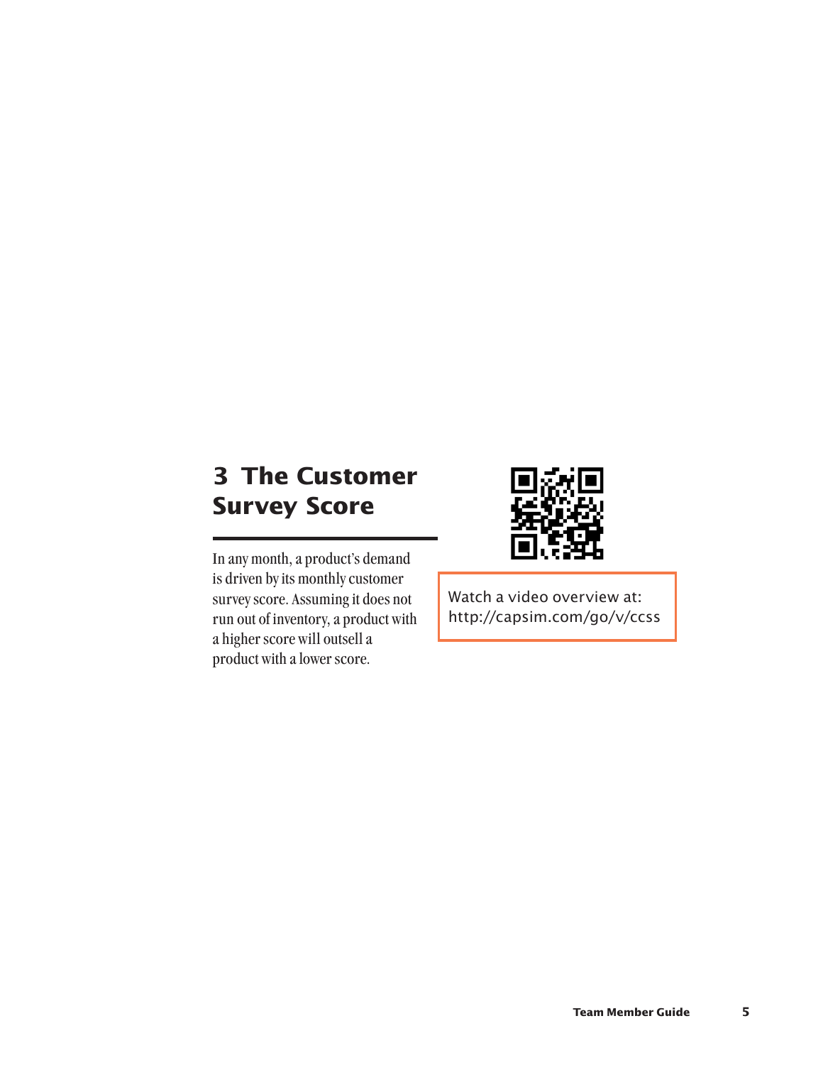# 3 The Customer Survey Score

In any month, a product's demand is driven by its monthly customer survey score. Assuming it does not run out of inventory, a product with a higher score will outsell a product with a lower score.

Watch a video overview at:
http://capsim.com/go/v/ccss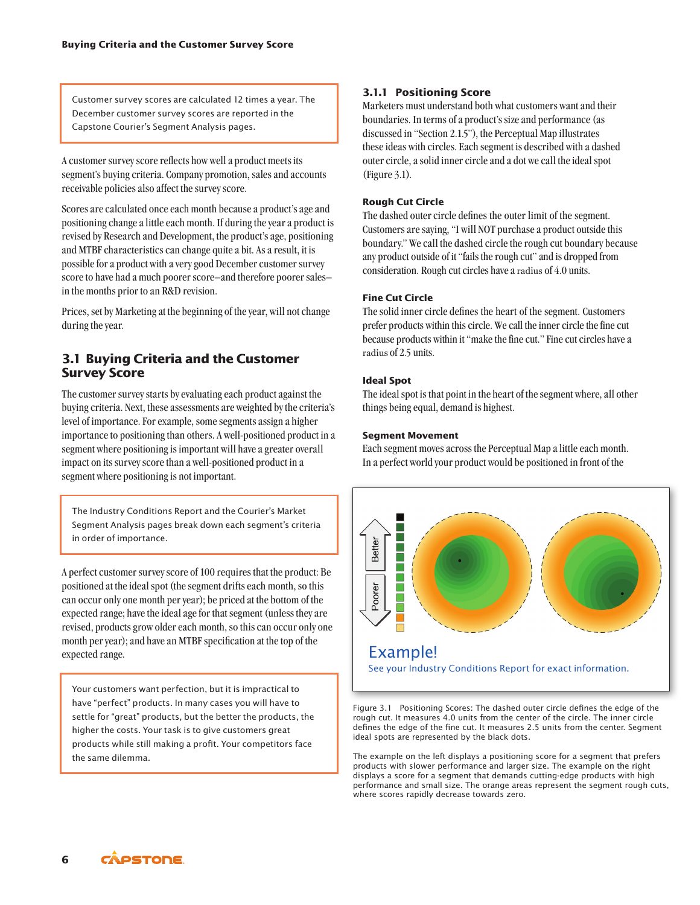> Customer survey scores are calculated 12 times a year. The December customer survey scores are reported in the Capstone Courier's Segment Analysis pages.

A customer survey score reflects how well a product meets its segment's buying criteria. Company promotion, sales and accounts receivable policies also affect the survey score.

Scores are calculated once each month because a product's age and positioning change a little each month. If during the year a product is revised by Research and Development, the product's age, positioning and MTBF characteristics can change quite a bit. As a result, it is possible for a product with a very good December customer survey score to have had a much poorer score–and therefore poorer sales–in the months prior to an R&D revision.

Prices, set by Marketing at the beginning of the year, will not change during the year.

## 3.1 Buying Criteria and the Customer Survey Score

The customer survey starts by evaluating each product against the buying criteria. Next, these assessments are weighted by the criteria's level of importance. For example, some segments assign a higher importance to positioning than others. A well-positioned product in a segment where positioning is important will have a greater overall impact on its survey score than a well-positioned product in a segment where positioning is not important.

> The Industry Conditions Report and the Courier's Market Segment Analysis pages break down each segment's criteria in order of importance.

A perfect customer survey score of 100 requires that the product: Be positioned at the ideal spot (the segment drifts each month, so this can occur only one month per year); be priced at the bottom of the expected range; have the ideal age for that segment (unless they are revised, products grow older each month, so this can occur only one month per year); and have an MTBF specification at the top of the expected range.

> Your customers want perfection, but it is impractical to have "perfect" products. In many cases you will have to settle for "great" products, but the better the products, the higher the costs. Your task is to give customers great products while still making a profit. Your competitors face the same dilemma.

### 3.1.1 Positioning Score

Marketers must understand both what customers want and their boundaries. In terms of a product's size and performance (as discussed in "Section 2.1.5"), the Perceptual Map illustrates these ideas with circles. Each segment is described with a dashed outer circle, a solid inner circle and a dot we call the ideal spot (Figure 3.1).

#### Rough Cut Circle

The dashed outer circle defines the outer limit of the segment. Customers are saying, "I will NOT purchase a product outside this boundary." We call the dashed circle the rough cut boundary because any product outside of it "fails the rough cut" and is dropped from consideration. Rough cut circles have a radius of 4.0 units.

#### Fine Cut Circle

The solid inner circle defines the heart of the segment. Customers prefer products within this circle. We call the inner circle the fine cut because products within it "make the fine cut." Fine cut circles have a radius of 2.5 units.

#### Ideal Spot

The ideal spot is that point in the heart of the segment where, all other things being equal, demand is highest.

#### Segment Movement

Each segment moves across the Perceptual Map a little each month. In a perfect world your product would be positioned in front of the

Better

Poorer

Example!

See your Industry Conditions Report for exact information.

Figure 3.1 Positioning Scores: The dashed outer circle defines the edge of the rough cut. It measures 4.0 units from the center of the circle. The inner circle defines the edge of the fine cut. It measures 2.5 units from the center. Segment ideal spots are represented by the black dots.

The example on the left displays a positioning score for a segment that prefers products with slower performance and larger size. The example on the right displays a score for a segment that demands cutting-edge products with high performance and small size. The orange areas represent the segment rough cuts, where scores rapidly decrease towards zero.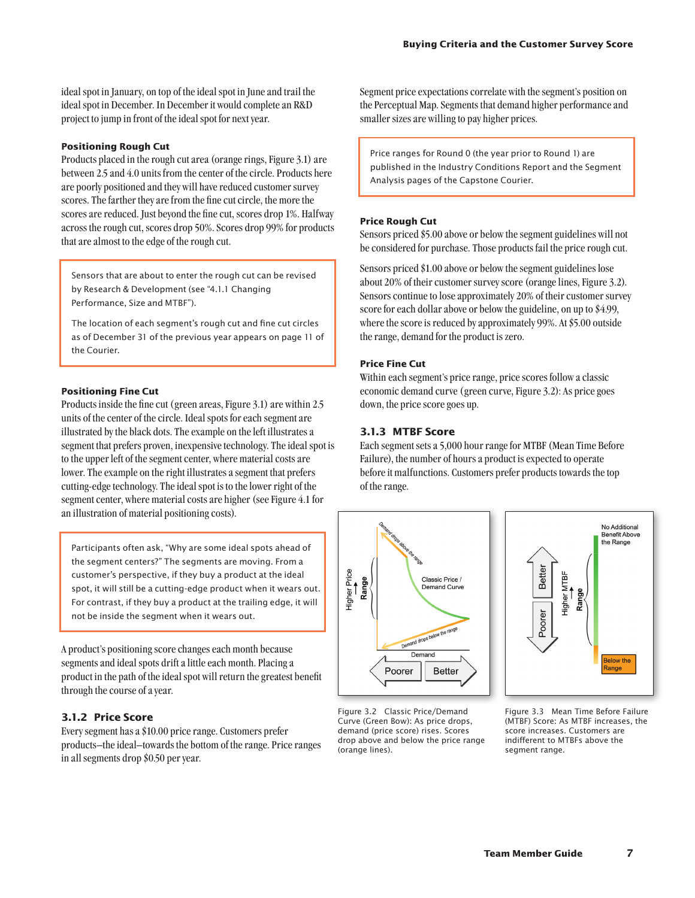ideal spot in January, on top of the ideal spot in June and trail the ideal spot in December. In December it would complete an R&D project to jump in front of the ideal spot for next year.

#### Positioning Rough Cut

Products placed in the rough cut area (orange rings, Figure 3.1) are between 2.5 and 4.0 units from the center of the circle. Products here are poorly positioned and they will have reduced customer survey scores. The farther they are from the fine cut circle, the more the scores are reduced. Just beyond the fine cut, scores drop 1%. Halfway across the rough cut, scores drop 50%. Scores drop 99% for products that are almost to the edge of the rough cut.

> Sensors that are about to enter the rough cut can be revised by Research & Development (see "4.1.1 Changing Performance, Size and MTBF").
>
> The location of each segment's rough cut and fine cut circles as of December 31 of the previous year appears on page 11 of the Courier.

#### Positioning Fine Cut

Products inside the fine cut (green areas, Figure 3.1) are within 2.5 units of the center of the circle. Ideal spots for each segment are illustrated by the black dots. The example on the left illustrates a segment that prefers proven, inexpensive technology. The ideal spot is to the upper left of the segment center, where material costs are lower. The example on the right illustrates a segment that prefers cutting-edge technology. The ideal spot is to the lower right of the segment center, where material costs are higher (see Figure 4.1 for an illustration of material positioning costs).

> Participants often ask, "Why are some ideal spots ahead of the segment centers?" The segments are moving. From a customer's perspective, if they buy a product at the ideal spot, it will still be a cutting-edge product when it wears out. For contrast, if they buy a product at the trailing edge, it will not be inside the segment when it wears out.

A product's positioning score changes each month because segments and ideal spots drift a little each month. Placing a product in the path of the ideal spot will return the greatest benefit through the course of a year.

### 3.1.2 Price Score

Every segment has a $10.00 price range. Customers prefer products–the ideal–towards the bottom of the range. Price ranges in all segments drop $0.50 per year.

Segment price expectations correlate with the segment's position on the Perceptual Map. Segments that demand higher performance and smaller sizes are willing to pay higher prices.

> Price ranges for Round 0 (the year prior to Round 1) are published in the Industry Conditions Report and the Segment Analysis pages of the Capstone Courier.

#### Price Rough Cut

Sensors priced $5.00 above or below the segment guidelines will not be considered for purchase. Those products fail the price rough cut.

Sensors priced $1.00 above or below the segment guidelines lose about 20% of their customer survey score (orange lines, Figure 3.2). Sensors continue to lose approximately 20% of their customer survey score for each dollar above or below the guideline, on up to $4.99, where the score is reduced by approximately 99%. At $5.00 outside the range, demand for the product is zero.

#### Price Fine Cut

Within each segment's price range, price scores follow a classic economic demand curve (green curve, Figure 3.2): As price goes down, the price score goes up.

### 3.1.3 MTBF Score

Each segment sets a 5,000 hour range for MTBF (Mean Time Before Failure), the number of hours a product is expected to operate before it malfunctions. Customers prefer products towards the top of the range.

Figure 3.2 Classic Price/Demand Curve (Green Bow): As price drops, demand (price score) rises. Scores drop above and below the price range (orange lines).

Figure 3.3 Mean Time Before Failure (MTBF) Score: As MTBF increases, the score increases. Customers are indifferent to MTBFs above the segment range.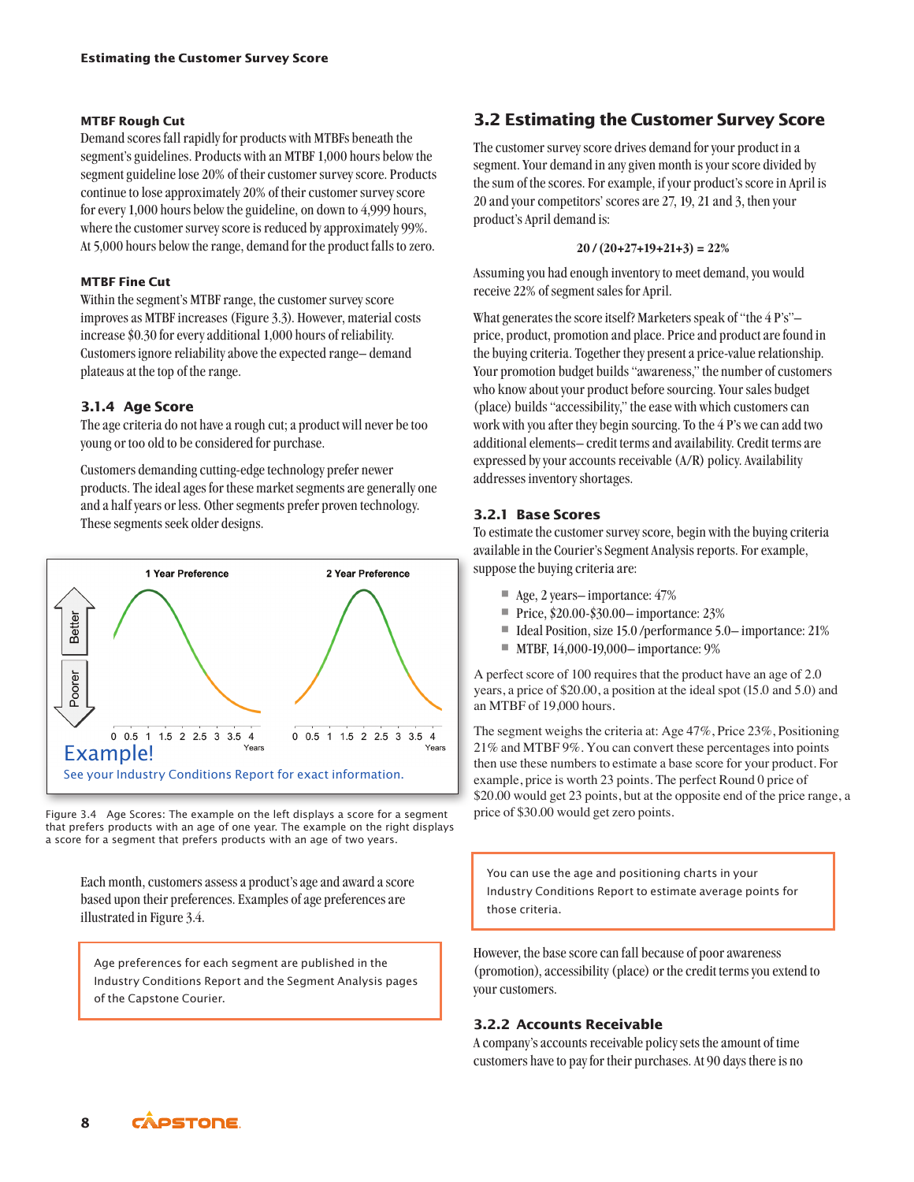#### MTBF Rough Cut

Demand scores fall rapidly for products with MTBFs beneath the segment's guidelines. Products with an MTBF 1,000 hours below the segment guideline lose 20% of their customer survey score. Products continue to lose approximately 20% of their customer survey score for every 1,000 hours below the guideline, on down to 4,999 hours, where the customer survey score is reduced by approximately 99%. At 5,000 hours below the range, demand for the product falls to zero.

#### MTBF Fine Cut

Within the segment's MTBF range, the customer survey score improves as MTBF increases (Figure 3.3). However, material costs increase $0.30 for every additional 1,000 hours of reliability. Customers ignore reliability above the expected range– demand plateaus at the top of the range.

### 3.1.4 Age Score

The age criteria do not have a rough cut; a product will never be too young or too old to be considered for purchase.

Customers demanding cutting-edge technology prefer newer products. The ideal ages for these market segments are generally one and a half years or less. Other segments prefer proven technology. These segments seek older designs.

Example!

See your Industry Conditions Report for exact information.

Figure 3.4 Age Scores: The example on the left displays a score for a segment that prefers products with an age of one year. The example on the right displays a score for a segment that prefers products with an age of two years.

Each month, customers assess a product's age and award a score based upon their preferences. Examples of age preferences are illustrated in Figure 3.4.

> Age preferences for each segment are published in the Industry Conditions Report and the Segment Analysis pages of the Capstone Courier.

## 3.2 Estimating the Customer Survey Score

The customer survey score drives demand for your product in a segment. Your demand in any given month is your score divided by the sum of the scores. For example, if your product's score in April is 20 and your competitors' scores are 27, 19, 21 and 3, then your product's April demand is:

$$20 / (20+27+19+21+3) = 22\%$$

Assuming you had enough inventory to meet demand, you would receive 22% of segment sales for April.

What generates the score itself? Marketers speak of "the 4 P's"– price, product, promotion and place. Price and product are found in the buying criteria. Together they present a price-value relationship. Your promotion budget builds "awareness," the number of customers who know about your product before sourcing. Your sales budget (place) builds "accessibility," the ease with which customers can work with you after they begin sourcing. To the 4 P's we can add two additional elements– credit terms and availability. Credit terms are expressed by your accounts receivable (A/R) policy. Availability addresses inventory shortages.

### 3.2.1 Base Scores

To estimate the customer survey score, begin with the buying criteria available in the Courier's Segment Analysis reports. For example, suppose the buying criteria are:

- Age, 2 years– importance: 47%
- Price, $20.00-$30.00– importance: 23%
- Ideal Position, size 15.0 /performance 5.0– importance: 21%
- MTBF, 14,000-19,000– importance: 9%

A perfect score of 100 requires that the product have an age of 2.0 years, a price of $20.00, a position at the ideal spot (15.0 and 5.0) and an MTBF of 19,000 hours.

The segment weighs the criteria at: Age 47%, Price 23%, Positioning 21% and MTBF 9%. You can convert these percentages into points then use these numbers to estimate a base score for your product. For example, price is worth 23 points. The perfect Round 0 price of $20.00 would get 23 points, but at the opposite end of the price range, a price of $30.00 would get zero points.

> You can use the age and positioning charts in your Industry Conditions Report to estimate average points for those criteria.

However, the base score can fall because of poor awareness (promotion), accessibility (place) or the credit terms you extend to your customers.

### 3.2.2 Accounts Receivable

A company's accounts receivable policy sets the amount of time customers have to pay for their purchases. At 90 days there is no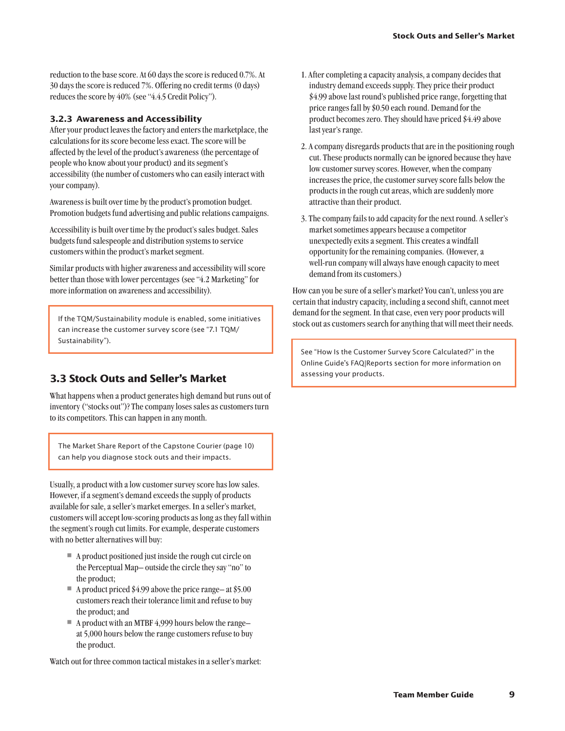reduction to the base score. At 60 days the score is reduced 0.7%. At 30 days the score is reduced 7%. Offering no credit terms (0 days) reduces the score by 40% (see "4.4.5 Credit Policy").

### 3.2.3 Awareness and Accessibility

After your product leaves the factory and enters the marketplace, the calculations for its score become less exact. The score will be affected by the level of the product's awareness (the percentage of people who know about your product) and its segment's accessibility (the number of customers who can easily interact with your company).

Awareness is built over time by the product's promotion budget. Promotion budgets fund advertising and public relations campaigns.

Accessibility is built over time by the product's sales budget. Sales budgets fund salespeople and distribution systems to service customers within the product's market segment.

Similar products with higher awareness and accessibility will score better than those with lower percentages (see "4.2 Marketing" for more information on awareness and accessibility).

> If the TQM/Sustainability module is enabled, some initiatives can increase the customer survey score (see "7.1 TQM/Sustainability").

## 3.3 Stock Outs and Seller's Market

What happens when a product generates high demand but runs out of inventory ("stocks out")? The company loses sales as customers turn to its competitors. This can happen in any month.

> The Market Share Report of the Capstone Courier (page 10) can help you diagnose stock outs and their impacts.

Usually, a product with a low customer survey score has low sales. However, if a segment's demand exceeds the supply of products available for sale, a seller's market emerges. In a seller's market, customers will accept low-scoring products as long as they fall within the segment's rough cut limits. For example, desperate customers with no better alternatives will buy:

- A product positioned just inside the rough cut circle on the Perceptual Map– outside the circle they say "no" to the product;
- A product priced $4.99 above the price range– at $5.00 customers reach their tolerance limit and refuse to buy the product; and
- A product with an MTBF 4,999 hours below the range– at 5,000 hours below the range customers refuse to buy the product.

Watch out for three common tactical mistakes in a seller's market:

1. After completing a capacity analysis, a company decides that industry demand exceeds supply. They price their product $4.99 above last round's published price range, forgetting that price ranges fall by $0.50 each round. Demand for the product becomes zero. They should have priced $4.49 above last year's range.
2. A company disregards products that are in the positioning rough cut. These products normally can be ignored because they have low customer survey scores. However, when the company increases the price, the customer survey score falls below the products in the rough cut areas, which are suddenly more attractive than their product.
3. The company fails to add capacity for the next round. A seller's market sometimes appears because a competitor unexpectedly exits a segment. This creates a windfall opportunity for the remaining companies. (However, a well-run company will always have enough capacity to meet demand from its customers.)

How can you be sure of a seller's market? You can't, unless you are certain that industry capacity, including a second shift, cannot meet demand for the segment. In that case, even very poor products will stock out as customers search for anything that will meet their needs.

> See "How Is the Customer Survey Score Calculated?" in the Online Guide's FAQ|Reports section for more information on assessing your products.